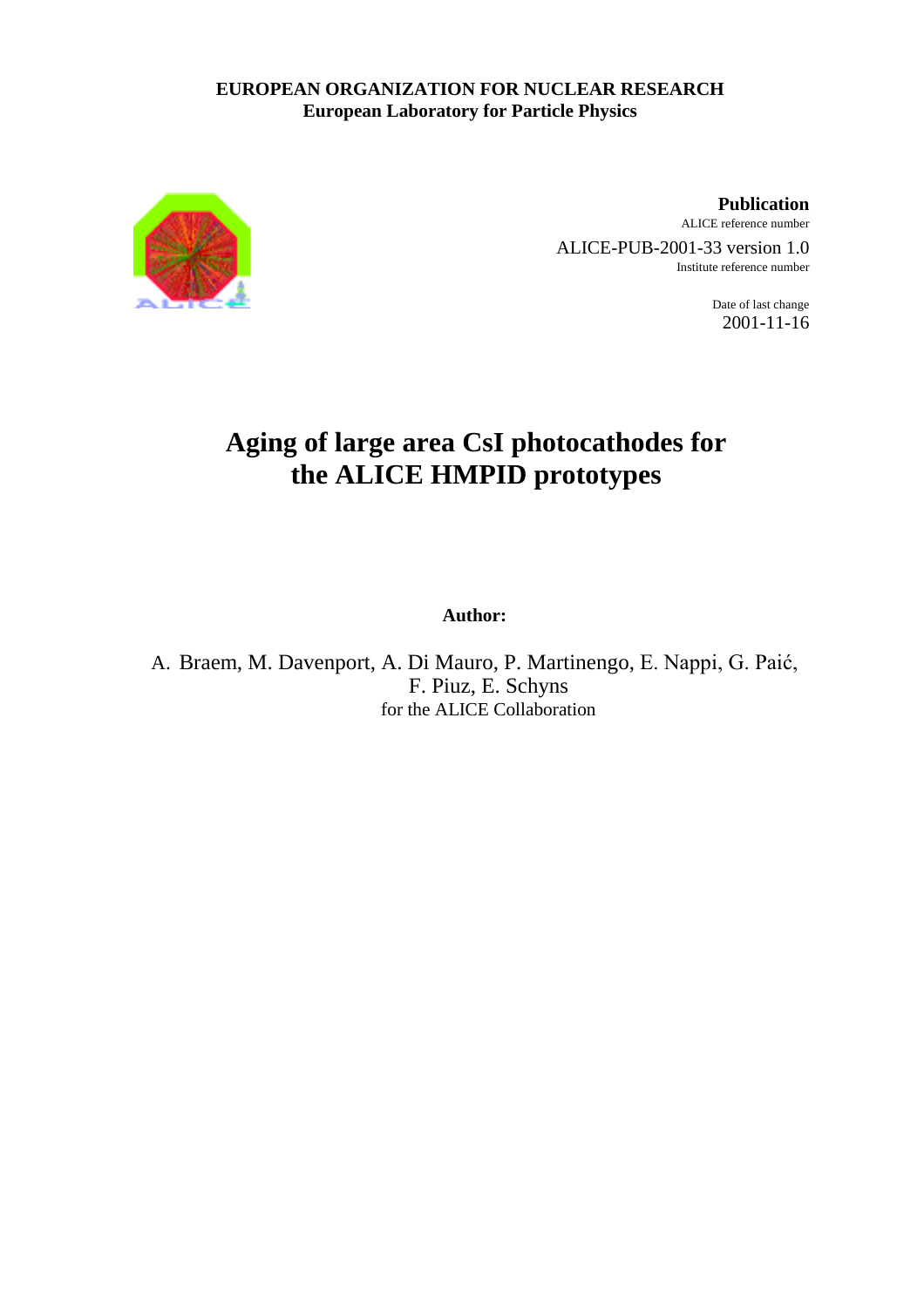**EUROPEAN ORGANIZATION FOR NUCLEAR RESEARCH**
**European Laboratory for Particle Physics**

**Publication**
ALICE reference number
ALICE-PUB-2001-33 version 1.0
Institute reference number

Date of last change
2001-11-16

# Aging of large area CsI photocathodes for the ALICE HMPID prototypes

**Author:**

A. Braem, M. Davenport, A. Di Mauro, P. Martinengo, E. Nappi, G. Paić, F. Piuz, E. Schyns
for the ALICE Collaboration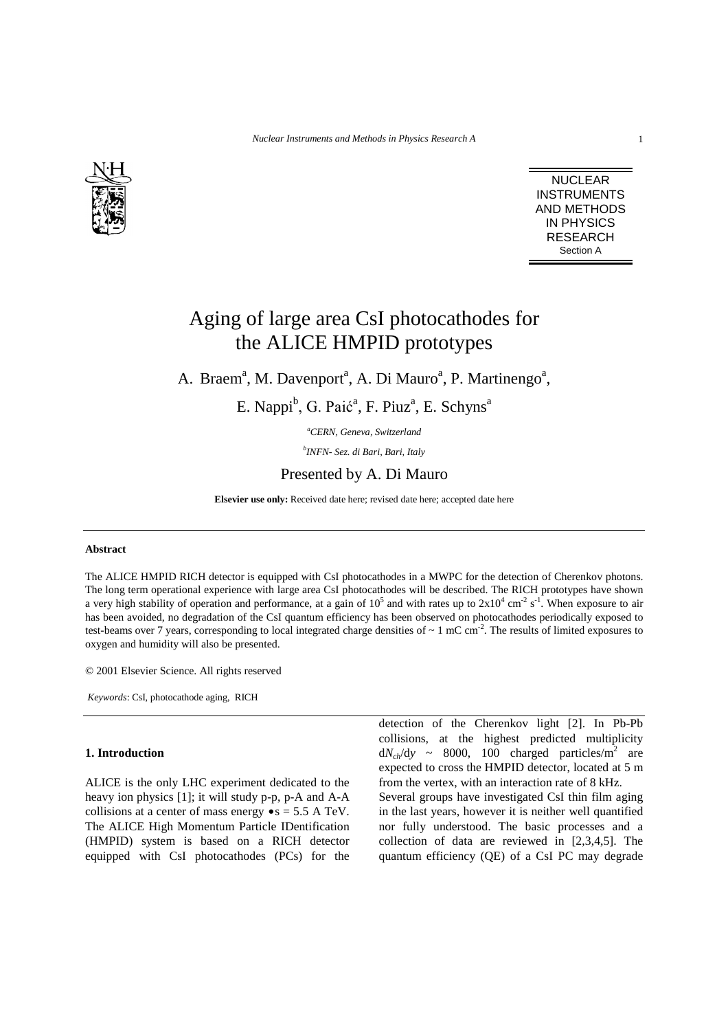# Aging of large area CsI photocathodes for the ALICE HMPID prototypes

A. Braem[a], M. Davenport[a], A. Di Mauro[a], P. Martinengo[a], E. Nappi[b], G. Paić[a], F. Piuz[a], E. Schyns[a]

[a]*CERN, Geneva, Switzerland*

[b]*INFN- Sez. di Bari, Bari, Italy*

Presented by A. Di Mauro

**Elsevier use only:** Received date here; revised date here; accepted date here

---

**Abstract**

The ALICE HMPID RICH detector is equipped with CsI photocathodes in a MWPC for the detection of Cherenkov photons. The long term operational experience with large area CsI photocathodes will be described. The RICH prototypes have shown a very high stability of operation and performance, at a gain of $10^5$ and with rates up to $2x10^4$ $cm^{-2}$ $s^{-1}$. When exposure to air has been avoided, no degradation of the CsI quantum efficiency has been observed on photocathodes periodically exposed to test-beams over 7 years, corresponding to local integrated charge densities of ~ 1 mC $cm^{-2}$. The results of limited exposures to oxygen and humidity will also be presented.

© 2001 Elsevier Science. All rights reserved

*Keywords*: CsI, photocathode aging, RICH

---

### 1. Introduction

ALICE is the only LHC experiment dedicated to the heavy ion physics [1]; it will study p-p, p-A and A-A collisions at a center of mass energy $\sqrt{s}$ = 5.5 A TeV. The ALICE High Momentum Particle IDentification (HMPID) system is based on a RICH detector equipped with CsI photocathodes (PCs) for the detection of the Cherenkov light [2]. In Pb-Pb collisions, at the highest predicted multiplicity $dN_{ch}/dy$ ~ 8000, 100 charged particles/$m^2$ are expected to cross the HMPID detector, located at 5 m from the vertex, with an interaction rate of 8 kHz.

Several groups have investigated CsI thin film aging in the last years, however it is neither well quantified nor fully understood. The basic processes and a collection of data are reviewed in [2,3,4,5]. The quantum efficiency (QE) of a CsI PC may degrade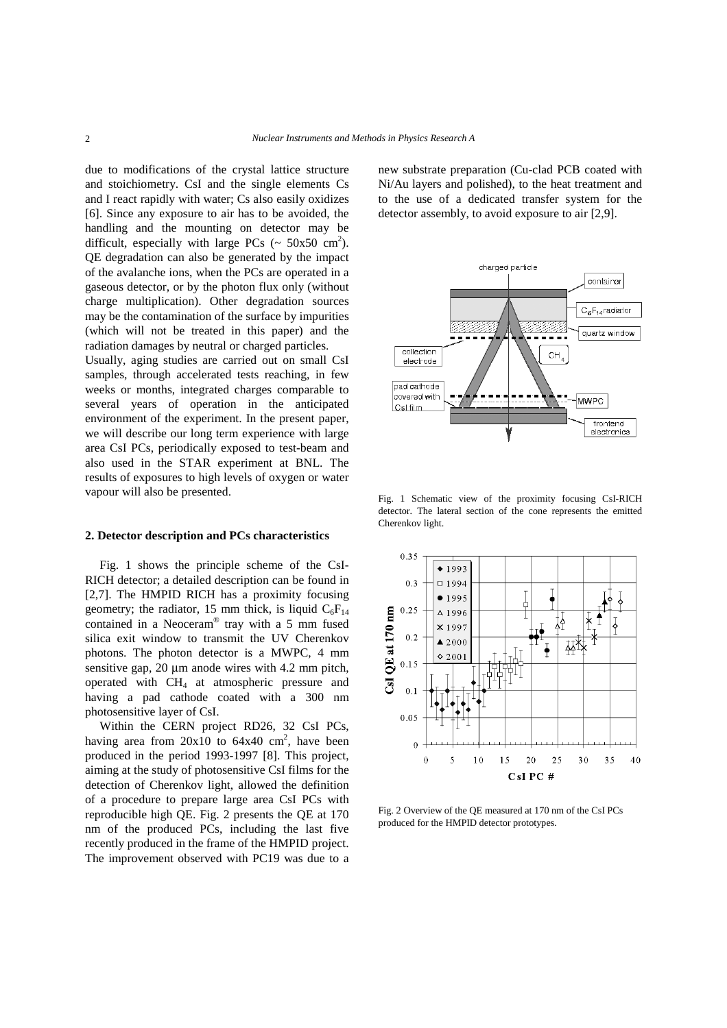due to modifications of the crystal lattice structure and stoichiometry. CsI and the single elements Cs and I react rapidly with water; Cs also easily oxidizes [6]. Since any exposure to air has to be avoided, the handling and the mounting on detector may be difficult, especially with large PCs (~ 50x50 $cm^2$). QE degradation can also be generated by the impact of the avalanche ions, when the PCs are operated in a gaseous detector, or by the photon flux only (without charge multiplication). Other degradation sources may be the contamination of the surface by impurities (which will not be treated in this paper) and the radiation damages by neutral or charged particles.

Usually, aging studies are carried out on small CsI samples, through accelerated tests reaching, in few weeks or months, integrated charges comparable to several years of operation in the anticipated environment of the experiment. In the present paper, we will describe our long term experience with large area CsI PCs, periodically exposed to test-beam and also used in the STAR experiment at BNL. The results of exposures to high levels of oxygen or water vapour will also be presented.

## 2. Detector description and PCs characteristics

Fig. 1 shows the principle scheme of the CsI-RICH detector; a detailed description can be found in [2,7]. The HMPID RICH has a proximity focusing geometry; the radiator, 15 mm thick, is liquid $C_6F_{14}$ contained in a Neoceram® tray with a 5 mm fused silica exit window to transmit the UV Cherenkov photons. The photon detector is a MWPC, 4 mm sensitive gap, 20 µm anode wires with 4.2 mm pitch, operated with $CH_4$ at atmospheric pressure and having a pad cathode coated with a 300 nm photosensitive layer of CsI.

Within the CERN project RD26, 32 CsI PCs, having area from 20x10 to 64x40 $cm^2$, have been produced in the period 1993-1997 [8]. This project, aiming at the study of photosensitive CsI films for the detection of Cherenkov light, allowed the definition of a procedure to prepare large area CsI PCs with reproducible high QE. Fig. 2 presents the QE at 170 nm of the produced PCs, including the last five recently produced in the frame of the HMPID project. The improvement observed with PC19 was due to a new substrate preparation (Cu-clad PCB coated with Ni/Au layers and polished), to the heat treatment and to the use of a dedicated transfer system for the detector assembly, to avoid exposure to air [2,9].

Fig. 1 Schematic view of the proximity focusing CsI-RICH detector. The lateral section of the cone represents the emitted Cherenkov light.

Fig. 2 Overview of the QE measured at 170 nm of the CsI PCs produced for the HMPID detector prototypes.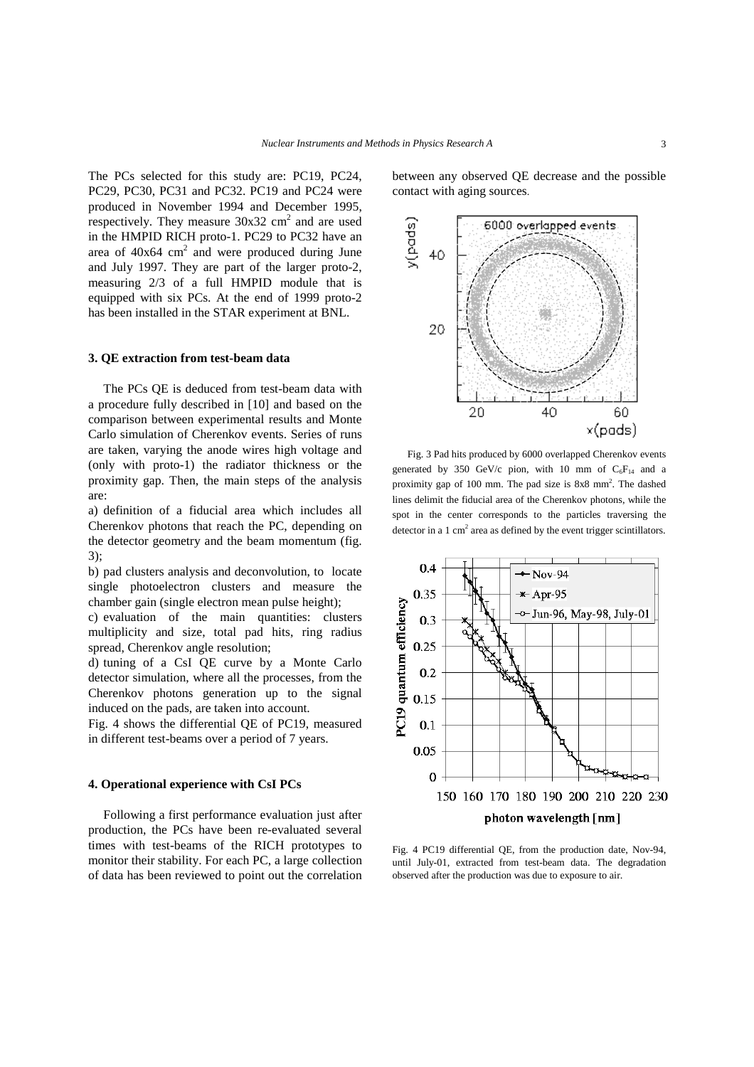The PCs selected for this study are: PC19, PC24, PC29, PC30, PC31 and PC32. PC19 and PC24 were produced in November 1994 and December 1995, respectively. They measure 30x32 $cm^2$ and are used in the HMPID RICH proto-1. PC29 to PC32 have an area of 40x64 $cm^2$ and were produced during June and July 1997. They are part of the larger proto-2, measuring 2/3 of a full HMPID module that is equipped with six PCs. At the end of 1999 proto-2 has been installed in the STAR experiment at BNL.

### 3. QE extraction from test-beam data

The PCs QE is deduced from test-beam data with a procedure fully described in [10] and based on the comparison between experimental results and Monte Carlo simulation of Cherenkov events. Series of runs are taken, varying the anode wires high voltage and (only with proto-1) the radiator thickness or the proximity gap. Then, the main steps of the analysis are:

a) definition of a fiducial area which includes all Cherenkov photons that reach the PC, depending on the detector geometry and the beam momentum (fig. 3);

b) pad clusters analysis and deconvolution, to locate single photoelectron clusters and measure the chamber gain (single electron mean pulse height);

c) evaluation of the main quantities: clusters multiplicity and size, total pad hits, ring radius spread, Cherenkov angle resolution;

d) tuning of a CsI QE curve by a Monte Carlo detector simulation, where all the processes, from the Cherenkov photons generation up to the signal induced on the pads, are taken into account.

Fig. 4 shows the differential QE of PC19, measured in different test-beams over a period of 7 years.

### 4. Operational experience with CsI PCs

Following a first performance evaluation just after production, the PCs have been re-evaluated several times with test-beams of the RICH prototypes to monitor their stability. For each PC, a large collection of data has been reviewed to point out the correlation between any observed QE decrease and the possible contact with aging sources.

Fig. 3 Pad hits produced by 6000 overlapped Cherenkov events generated by 350 GeV/c pion, with 10 mm of $C_6F_{14}$ and a proximity gap of 100 mm. The pad size is 8x8 $mm^2$. The dashed lines delimit the fiducial area of the Cherenkov photons, while the spot in the center corresponds to the particles traversing the detector in a 1 $cm^2$ area as defined by the event trigger scintillators.

Fig. 4 PC19 differential QE, from the production date, Nov-94, until July-01, extracted from test-beam data. The degradation observed after the production was due to exposure to air.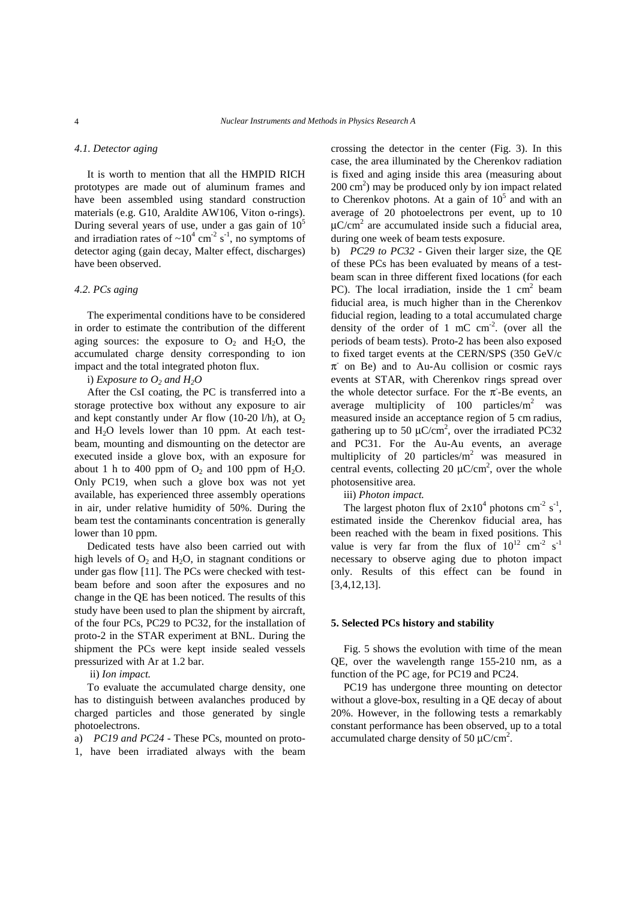### 4.1. Detector aging

It is worth to mention that all the HMPID RICH prototypes are made out of aluminum frames and have been assembled using standard construction materials (e.g. G10, Araldite AW106, Viton o-rings). During several years of use, under a gas gain of $10^5$ and irradiation rates of $\sim 10^4$ cm$^{-2}$ s$^{-1}$, no symptoms of detector aging (gain decay, Malter effect, discharges) have been observed.

### 4.2. PCs aging

The experimental conditions have to be considered in order to estimate the contribution of the different aging sources: the exposure to $O_2$ and $H_2O$, the accumulated charge density corresponding to ion impact and the total integrated photon flux.

i) *Exposure to $O_2$ and $H_2O$*

After the CsI coating, the PC is transferred into a storage protective box without any exposure to air and kept constantly under Ar flow (10-20 l/h), at $O_2$ and $H_2O$ levels lower than 10 ppm. At each test-beam, mounting and dismounting on the detector are executed inside a glove box, with an exposure for about 1 h to 400 ppm of $O_2$ and 100 ppm of $H_2O$. Only PC19, when such a glove box was not yet available, has experienced three assembly operations in air, under relative humidity of 50%. During the beam test the contaminants concentration is generally lower than 10 ppm.

Dedicated tests have also been carried out with high levels of $O_2$ and $H_2O$, in stagnant conditions or under gas flow [11]. The PCs were checked with test-beam before and soon after the exposures and no change in the QE has been noticed. The results of this study have been used to plan the shipment by aircraft, of the four PCs, PC29 to PC32, for the installation of proto-2 in the STAR experiment at BNL. During the shipment the PCs were kept inside sealed vessels pressurized with Ar at 1.2 bar.

ii) *Ion impact.*

To evaluate the accumulated charge density, one has to distinguish between avalanches produced by charged particles and those generated by single photoelectrons.

a) *PC19 and PC24* - These PCs, mounted on proto-1, have been irradiated always with the beam crossing the detector in the center (Fig. 3). In this case, the area illuminated by the Cherenkov radiation is fixed and aging inside this area (measuring about 200 cm$^2$) may be produced only by ion impact related to Cherenkov photons. At a gain of $10^5$ and with an average of 20 photoelectrons per event, up to 10 μC/cm$^2$ are accumulated inside such a fiducial area, during one week of beam tests exposure.

b) *PC29 to PC32* - Given their larger size, the QE of these PCs has been evaluated by means of a test-beam scan in three different fixed locations (for each PC). The local irradiation, inside the 1 cm$^2$ beam fiducial area, is much higher than in the Cherenkov fiducial region, leading to a total accumulated charge density of the order of 1 mC cm$^{-2}$. (over all the periods of beam tests). Proto-2 has been also exposed to fixed target events at the CERN/SPS (350 GeV/c $\pi^-$ on Be) and to Au-Au collision or cosmic rays events at STAR, with Cherenkov rings spread over the whole detector surface. For the $\pi^-$-Be events, an average multiplicity of 100 particles/m$^2$ was measured inside an acceptance region of 5 cm radius, gathering up to 50 μC/cm$^2$, over the irradiated PC32 and PC31. For the Au-Au events, an average multiplicity of 20 particles/m$^2$ was measured in central events, collecting 20 μC/cm$^2$, over the whole photosensitive area.

iii) *Photon impact.*

The largest photon flux of $2\times10^4$ photons cm$^{-2}$ s$^{-1}$, estimated inside the Cherenkov fiducial area, has been reached with the beam in fixed positions. This value is very far from the flux of $10^{12}$ cm$^{-2}$ s$^{-1}$ necessary to observe aging due to photon impact only. Results of this effect can be found in [3,4,12,13].

## 5. Selected PCs history and stability

Fig. 5 shows the evolution with time of the mean QE, over the wavelength range 155-210 nm, as a function of the PC age, for PC19 and PC24.

PC19 has undergone three mounting on detector without a glove-box, resulting in a QE decay of about 20%. However, in the following tests a remarkably constant performance has been observed, up to a total accumulated charge density of 50 μC/cm$^2$.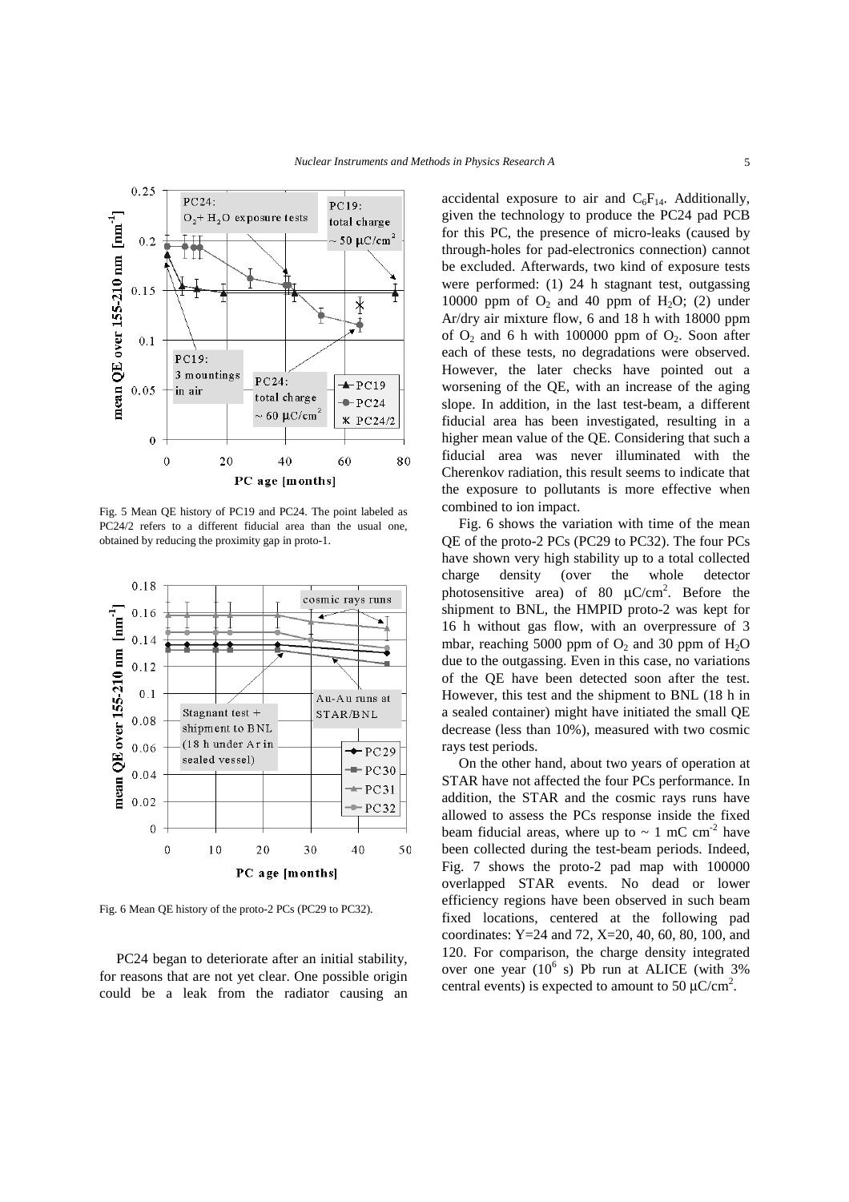Fig. 5 Mean QE history of PC19 and PC24. The point labeled as PC24/2 refers to a different fiducial area than the usual one, obtained by reducing the proximity gap in proto-1.

Fig. 6 Mean QE history of the proto-2 PCs (PC29 to PC32).

PC24 began to deteriorate after an initial stability, for reasons that are not yet clear. One possible origin could be a leak from the radiator causing an accidental exposure to air and $C_6F_{14}$. Additionally, given the technology to produce the PC24 pad PCB for this PC, the presence of micro-leaks (caused by through-holes for pad-electronics connection) cannot be excluded. Afterwards, two kind of exposure tests were performed: (1) 24 h stagnant test, outgassing 10000 ppm of $O_2$ and 40 ppm of $H_2O$; (2) under Ar/dry air mixture flow, 6 and 18 h with 18000 ppm of $O_2$ and 6 h with 100000 ppm of $O_2$. Soon after each of these tests, no degradations were observed. However, the later checks have pointed out a worsening of the QE, with an increase of the aging slope. In addition, in the last test-beam, a different fiducial area has been investigated, resulting in a higher mean value of the QE. Considering that such a fiducial area was never illuminated with the Cherenkov radiation, this result seems to indicate that the exposure to pollutants is more effective when combined to ion impact.

Fig. 6 shows the variation with time of the mean QE of the proto-2 PCs (PC29 to PC32). The four PCs have shown very high stability up to a total collected charge density (over the whole detector photosensitive area) of 80 $\mu C/cm^2$. Before the shipment to BNL, the HMPID proto-2 was kept for 16 h without gas flow, with an overpressure of 3 mbar, reaching 5000 ppm of $O_2$ and 30 ppm of $H_2O$ due to the outgassing. Even in this case, no variations of the QE have been detected soon after the test. However, this test and the shipment to BNL (18 h in a sealed container) might have initiated the small QE decrease (less than 10%), measured with two cosmic rays test periods.

On the other hand, about two years of operation at STAR have not affected the four PCs performance. In addition, the STAR and the cosmic rays runs have allowed to assess the PCs response inside the fixed beam fiducial areas, where up to $\sim 1$ mC cm$^{-2}$ have been collected during the test-beam periods. Indeed, Fig. 7 shows the proto-2 pad map with 100000 overlapped STAR events. No dead or lower efficiency regions have been observed in such beam fixed locations, centered at the following pad coordinates: Y=24 and 72, X=20, 40, 60, 80, 100, and 120. For comparison, the charge density integrated over one year ($10^6$ s) Pb run at ALICE (with 3% central events) is expected to amount to 50 $\mu C/cm^2$.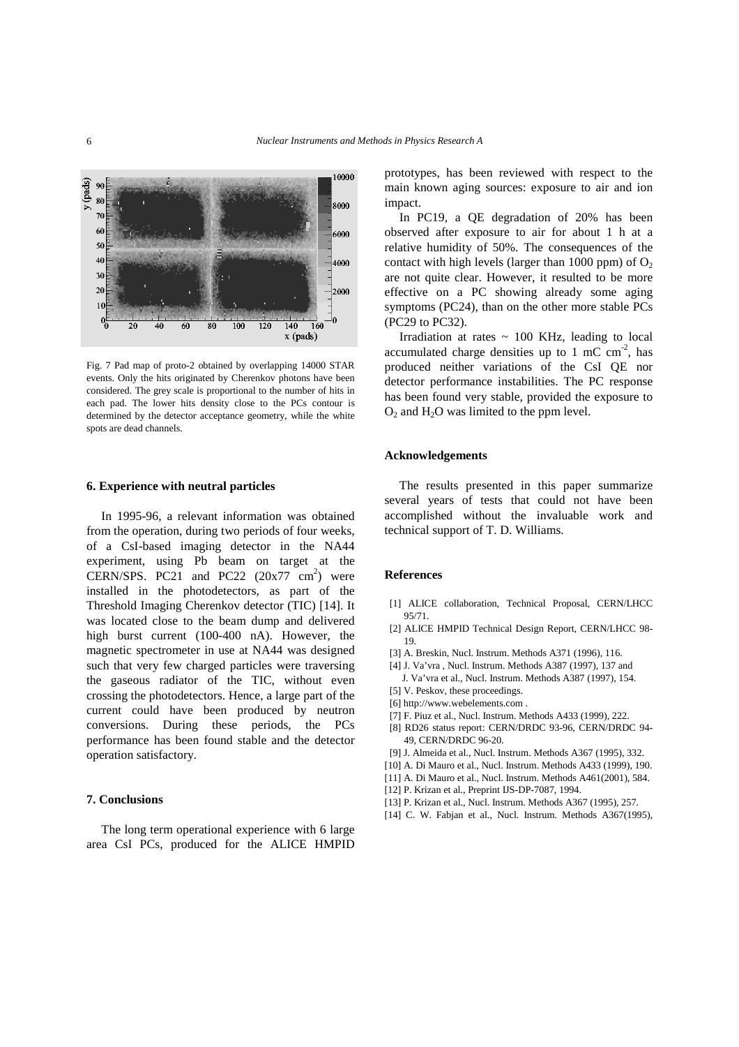y (pads)
90
80
70
60
50
40
30
20
10
0
0 20 40 60 80 100 120 140 160
x (pads)
10000
8000
6000
4000
2000
0

Fig. 7 Pad map of proto-2 obtained by overlapping 14000 STAR events. Only the hits originated by Cherenkov photons have been considered. The grey scale is proportional to the number of hits in each pad. The lower hits density close to the PCs contour is determined by the detector acceptance geometry, while the white spots are dead channels.

## 6. Experience with neutral particles

In 1995-96, a relevant information was obtained from the operation, during two periods of four weeks, of a CsI-based imaging detector in the NA44 experiment, using Pb beam on target at the CERN/SPS. PC21 and PC22 (20x77 cm$^2$) were installed in the photodetectors, as part of the Threshold Imaging Cherenkov detector (TIC) [14]. It was located close to the beam dump and delivered high burst current (100-400 nA). However, the magnetic spectrometer in use at NA44 was designed such that very few charged particles were traversing the gaseous radiator of the TIC, without even crossing the photodetectors. Hence, a large part of the current could have been produced by neutron conversions. During these periods, the PCs performance has been found stable and the detector operation satisfactory.

## 7. Conclusions

The long term operational experience with 6 large area CsI PCs, produced for the ALICE HMPID prototypes, has been reviewed with respect to the main known aging sources: exposure to air and ion impact.

In PC19, a QE degradation of 20% has been observed after exposure to air for about 1 h at a relative humidity of 50%. The consequences of the contact with high levels (larger than 1000 ppm) of $O_2$ are not quite clear. However, it resulted to be more effective on a PC showing already some aging symptoms (PC24), than on the other more stable PCs (PC29 to PC32).

Irradiation at rates ~ 100 KHz, leading to local accumulated charge densities up to 1 mC cm$^{-2}$, has produced neither variations of the CsI QE nor detector performance instabilities. The PC response has been found very stable, provided the exposure to $O_2$ and $H_2O$ was limited to the ppm level.

## Acknowledgements

The results presented in this paper summarize several years of tests that could not have been accomplished without the invaluable work and technical support of T. D. Williams.

## References

[1] ALICE collaboration, Technical Proposal, CERN/LHCC 95/71.
[2] ALICE HMPID Technical Design Report, CERN/LHCC 98-19.
[3] A. Breskin, Nucl. Instrum. Methods A371 (1996), 116.
[4] J. Va'vra , Nucl. Instrum. Methods A387 (1997), 137 and J. Va'vra et al., Nucl. Instrum. Methods A387 (1997), 154.
[5] V. Peskov, these proceedings.
[6] http://www.webelements.com .
[7] F. Piuz et al., Nucl. Instrum. Methods A433 (1999), 222.
[8] RD26 status report: CERN/DRDC 93-96, CERN/DRDC 94-49, CERN/DRDC 96-20.
[9] J. Almeida et al., Nucl. Instrum. Methods A367 (1995), 332.
[10] A. Di Mauro et al., Nucl. Instrum. Methods A433 (1999), 190.
[11] A. Di Mauro et al., Nucl. Instrum. Methods A461(2001), 584.
[12] P. Krizan et al., Preprint IJS-DP-7087, 1994.
[13] P. Krizan et al., Nucl. Instrum. Methods A367 (1995), 257.
[14] C. W. Fabjan et al., Nucl. Instrum. Methods A367(1995),